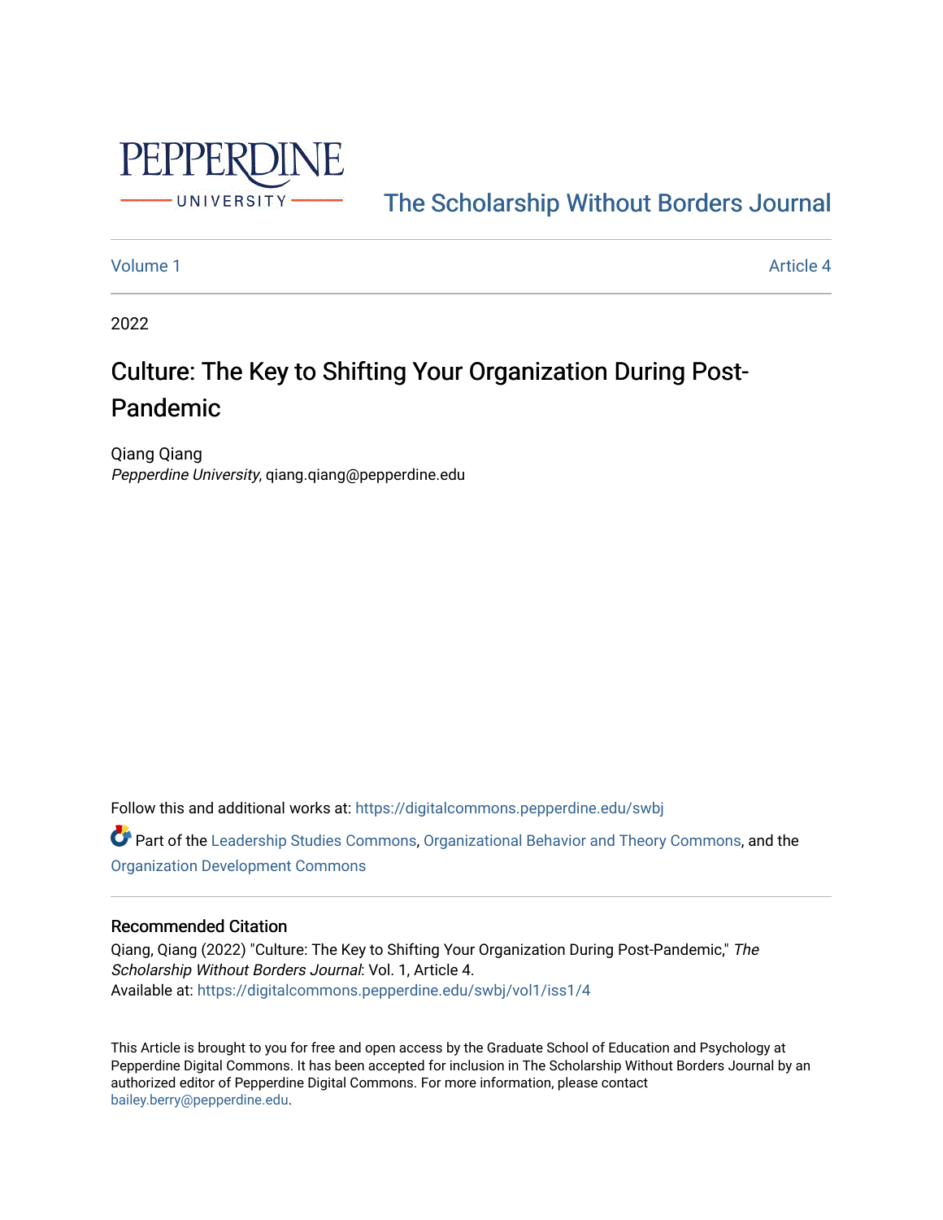PEPPERDINE UNIVERSITY

The Scholarship Without Borders Journal

Volume 1 | Article 4

2022

# Culture: The Key to Shifting Your Organization During Post-Pandemic

Qiang Qiang
*Pepperdine University*, qiang.qiang@pepperdine.edu

Follow this and additional works at: https://digitalcommons.pepperdine.edu/swbj

Part of the Leadership Studies Commons, Organizational Behavior and Theory Commons, and the Organization Development Commons

## Recommended Citation

Qiang, Qiang (2022) "Culture: The Key to Shifting Your Organization During Post-Pandemic," *The Scholarship Without Borders Journal*: Vol. 1, Article 4.
Available at: https://digitalcommons.pepperdine.edu/swbj/vol1/iss1/4

This Article is brought to you for free and open access by the Graduate School of Education and Psychology at Pepperdine Digital Commons. It has been accepted for inclusion in The Scholarship Without Borders Journal by an authorized editor of Pepperdine Digital Commons. For more information, please contact bailey.berry@pepperdine.edu.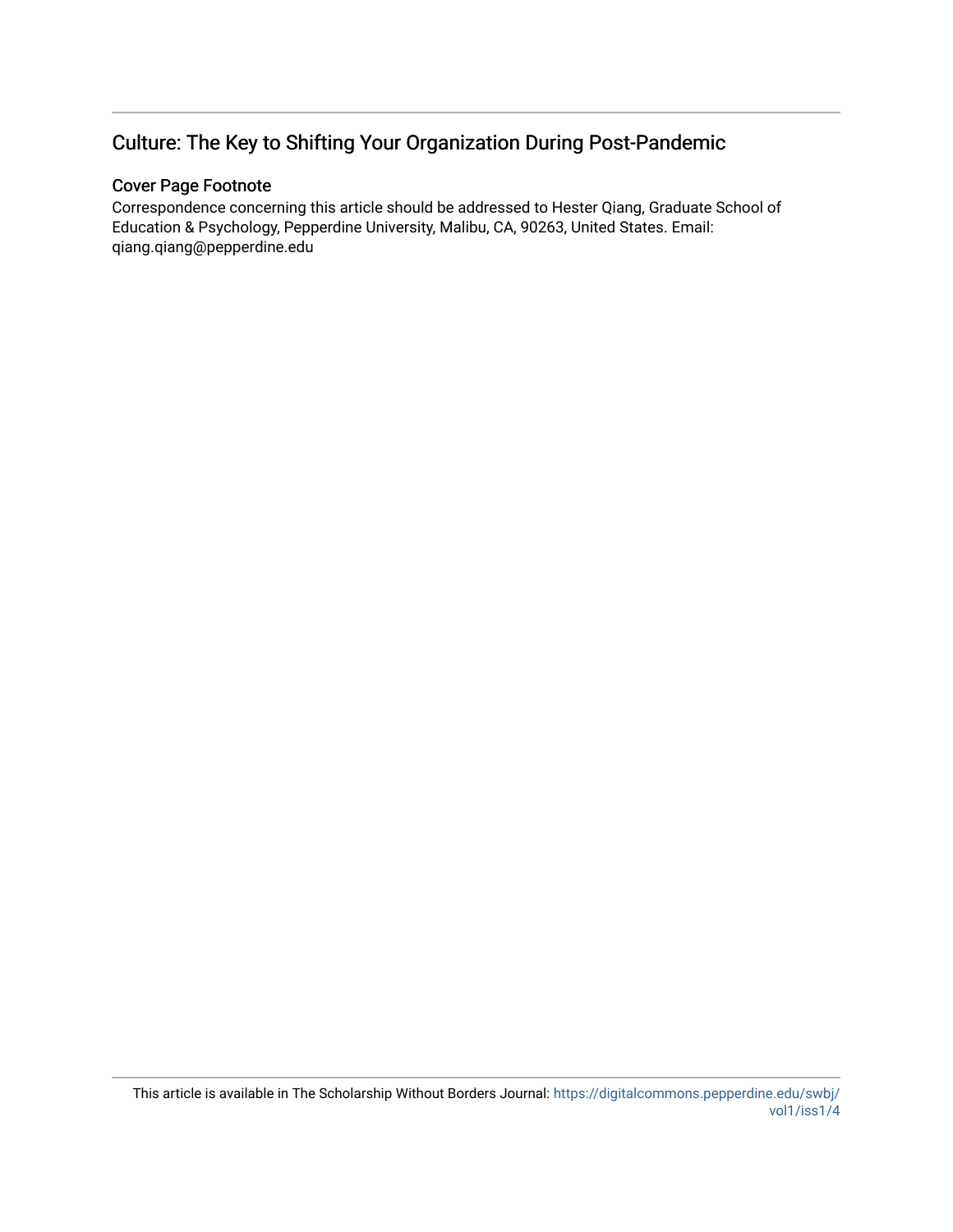## Culture: The Key to Shifting Your Organization During Post-Pandemic

### Cover Page Footnote

Correspondence concerning this article should be addressed to Hester Qiang, Graduate School of Education & Psychology, Pepperdine University, Malibu, CA, 90263, United States. Email: qiang.qiang@pepperdine.edu

This article is available in The Scholarship Without Borders Journal: https://digitalcommons.pepperdine.edu/swbj/vol1/iss1/4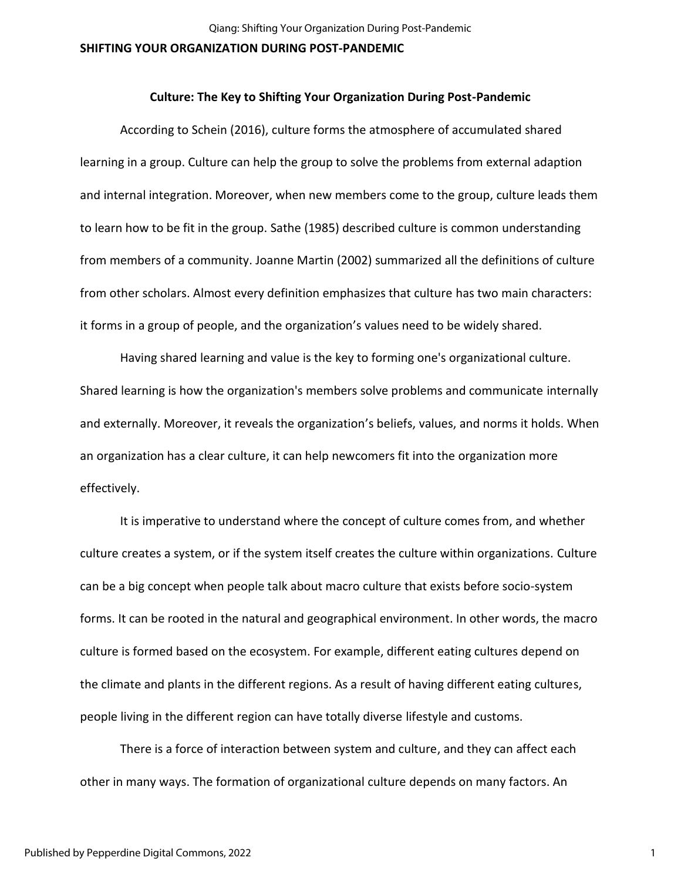## SHIFTING YOUR ORGANIZATION DURING POST-PANDEMIC

### Culture: The Key to Shifting Your Organization During Post-Pandemic

According to Schein (2016), culture forms the atmosphere of accumulated shared learning in a group. Culture can help the group to solve the problems from external adaption and internal integration. Moreover, when new members come to the group, culture leads them to learn how to be fit in the group. Sathe (1985) described culture is common understanding from members of a community. Joanne Martin (2002) summarized all the definitions of culture from other scholars. Almost every definition emphasizes that culture has two main characters: it forms in a group of people, and the organization's values need to be widely shared.

Having shared learning and value is the key to forming one's organizational culture. Shared learning is how the organization's members solve problems and communicate internally and externally. Moreover, it reveals the organization's beliefs, values, and norms it holds. When an organization has a clear culture, it can help newcomers fit into the organization more effectively.

It is imperative to understand where the concept of culture comes from, and whether culture creates a system, or if the system itself creates the culture within organizations. Culture can be a big concept when people talk about macro culture that exists before socio-system forms. It can be rooted in the natural and geographical environment. In other words, the macro culture is formed based on the ecosystem. For example, different eating cultures depend on the climate and plants in the different regions. As a result of having different eating cultures, people living in the different region can have totally diverse lifestyle and customs.

There is a force of interaction between system and culture, and they can affect each other in many ways. The formation of organizational culture depends on many factors. An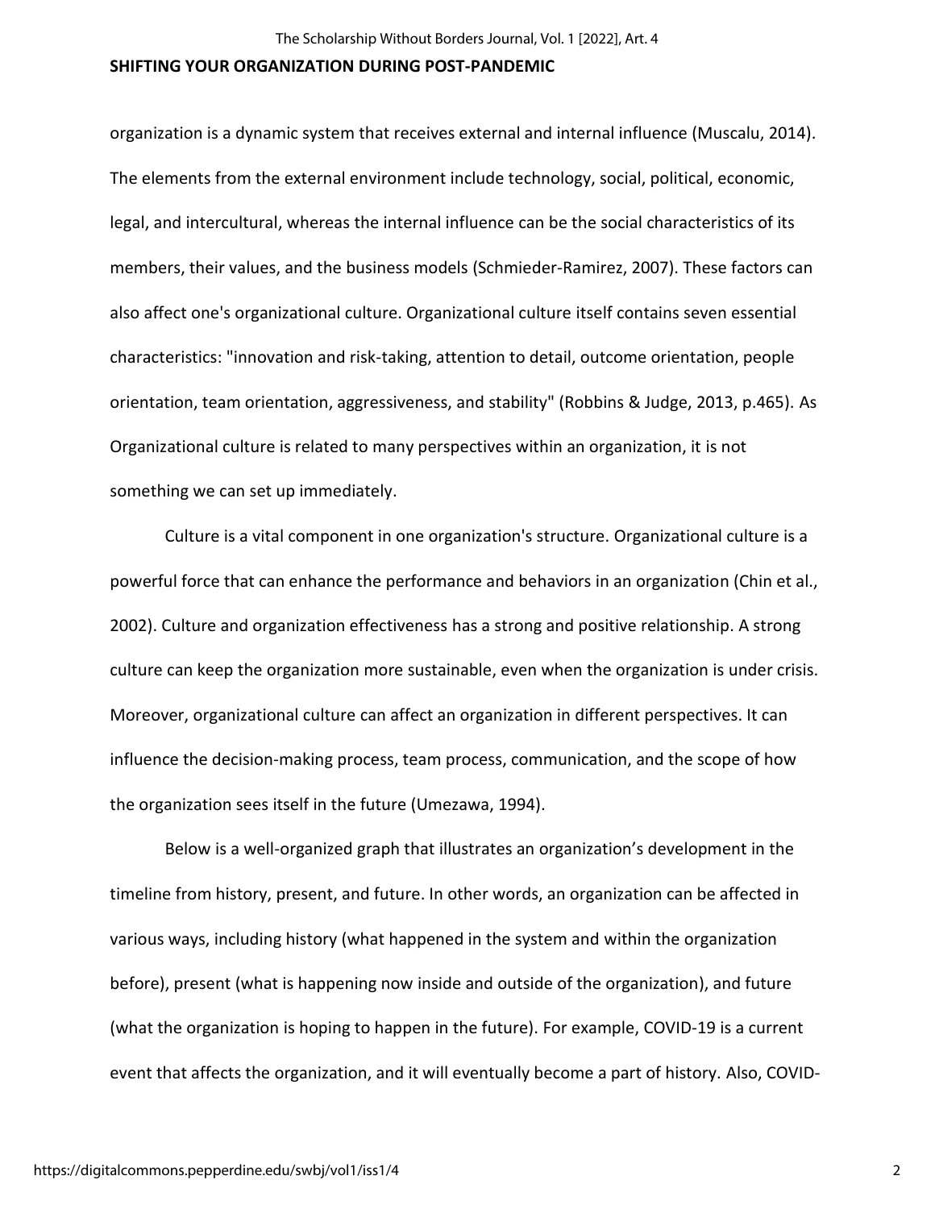organization is a dynamic system that receives external and internal influence (Muscalu, 2014). The elements from the external environment include technology, social, political, economic, legal, and intercultural, whereas the internal influence can be the social characteristics of its members, their values, and the business models (Schmieder-Ramirez, 2007). These factors can also affect one's organizational culture. Organizational culture itself contains seven essential characteristics: "innovation and risk-taking, attention to detail, outcome orientation, people orientation, team orientation, aggressiveness, and stability" (Robbins & Judge, 2013, p.465). As Organizational culture is related to many perspectives within an organization, it is not something we can set up immediately.

Culture is a vital component in one organization's structure. Organizational culture is a powerful force that can enhance the performance and behaviors in an organization (Chin et al., 2002). Culture and organization effectiveness has a strong and positive relationship. A strong culture can keep the organization more sustainable, even when the organization is under crisis. Moreover, organizational culture can affect an organization in different perspectives. It can influence the decision-making process, team process, communication, and the scope of how the organization sees itself in the future (Umezawa, 1994).

Below is a well-organized graph that illustrates an organization's development in the timeline from history, present, and future. In other words, an organization can be affected in various ways, including history (what happened in the system and within the organization before), present (what is happening now inside and outside of the organization), and future (what the organization is hoping to happen in the future). For example, COVID-19 is a current event that affects the organization, and it will eventually become a part of history. Also, COVID-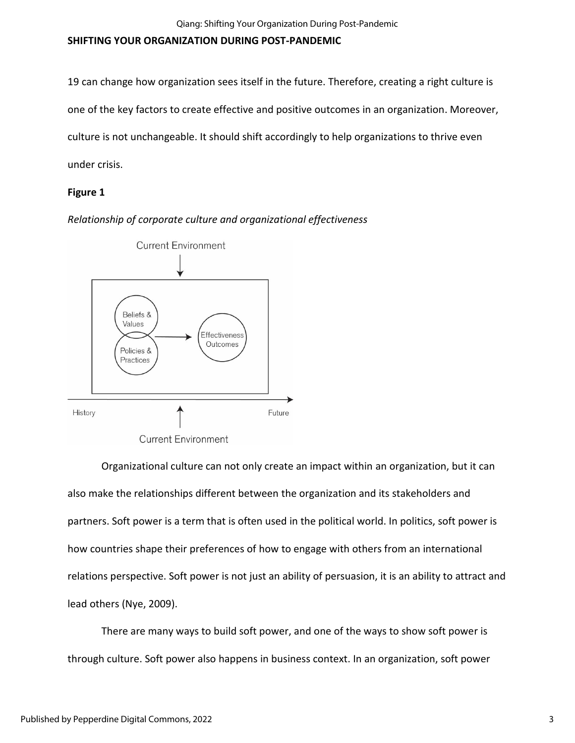19 can change how organization sees itself in the future. Therefore, creating a right culture is one of the key factors to create effective and positive outcomes in an organization. Moreover, culture is not unchangeable. It should shift accordingly to help organizations to thrive even under crisis.

**Figure 1**

*Relationship of corporate culture and organizational effectiveness*

Organizational culture can not only create an impact within an organization, but it can also make the relationships different between the organization and its stakeholders and partners. Soft power is a term that is often used in the political world. In politics, soft power is how countries shape their preferences of how to engage with others from an international relations perspective. Soft power is not just an ability of persuasion, it is an ability to attract and lead others (Nye, 2009).

There are many ways to build soft power, and one of the ways to show soft power is through culture. Soft power also happens in business context. In an organization, soft power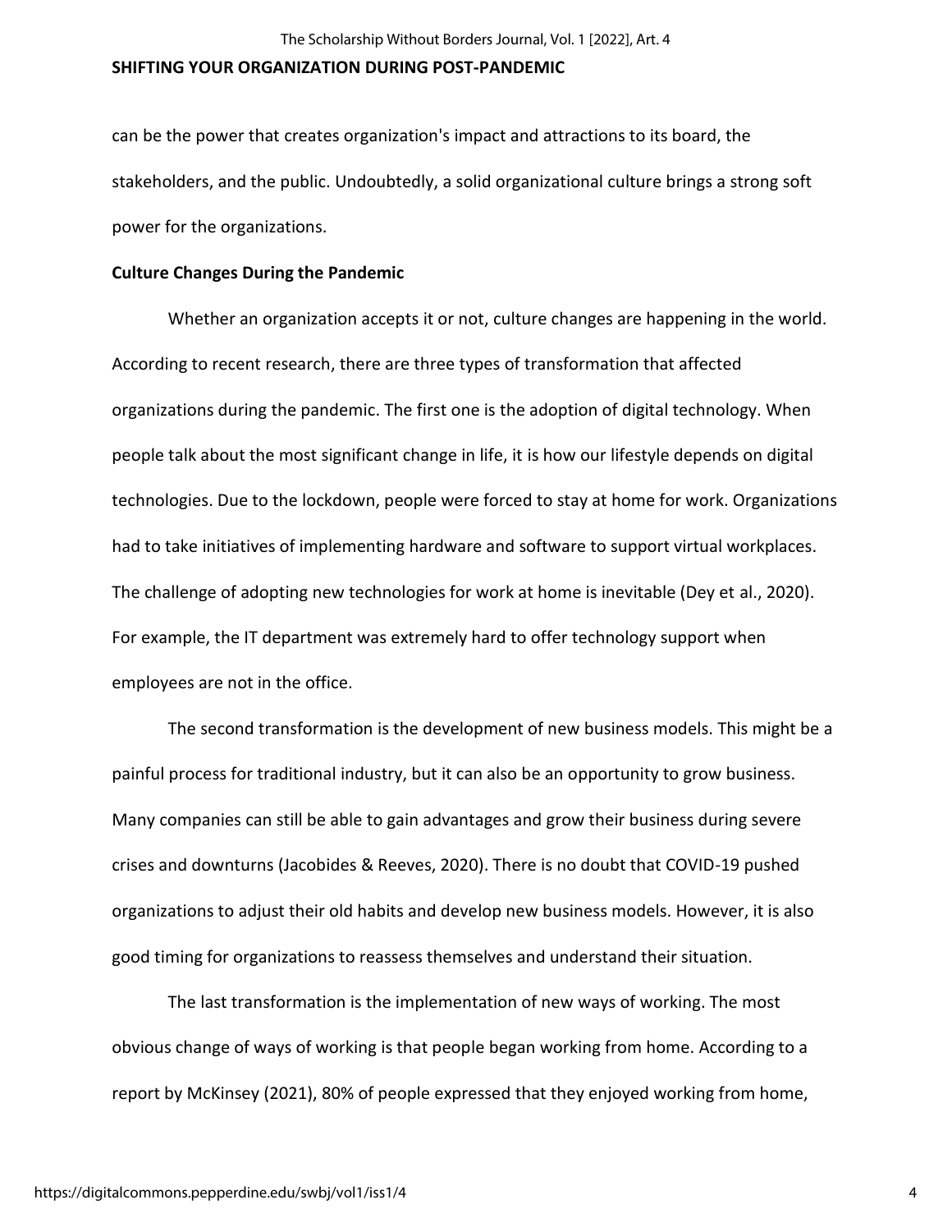can be the power that creates organization's impact and attractions to its board, the stakeholders, and the public. Undoubtedly, a solid organizational culture brings a strong soft power for the organizations.

**Culture Changes During the Pandemic**

Whether an organization accepts it or not, culture changes are happening in the world. According to recent research, there are three types of transformation that affected organizations during the pandemic. The first one is the adoption of digital technology. When people talk about the most significant change in life, it is how our lifestyle depends on digital technologies. Due to the lockdown, people were forced to stay at home for work. Organizations had to take initiatives of implementing hardware and software to support virtual workplaces. The challenge of adopting new technologies for work at home is inevitable (Dey et al., 2020). For example, the IT department was extremely hard to offer technology support when employees are not in the office.

The second transformation is the development of new business models. This might be a painful process for traditional industry, but it can also be an opportunity to grow business. Many companies can still be able to gain advantages and grow their business during severe crises and downturns (Jacobides & Reeves, 2020). There is no doubt that COVID-19 pushed organizations to adjust their old habits and develop new business models. However, it is also good timing for organizations to reassess themselves and understand their situation.

The last transformation is the implementation of new ways of working. The most obvious change of ways of working is that people began working from home. According to a report by McKinsey (2021), 80% of people expressed that they enjoyed working from home,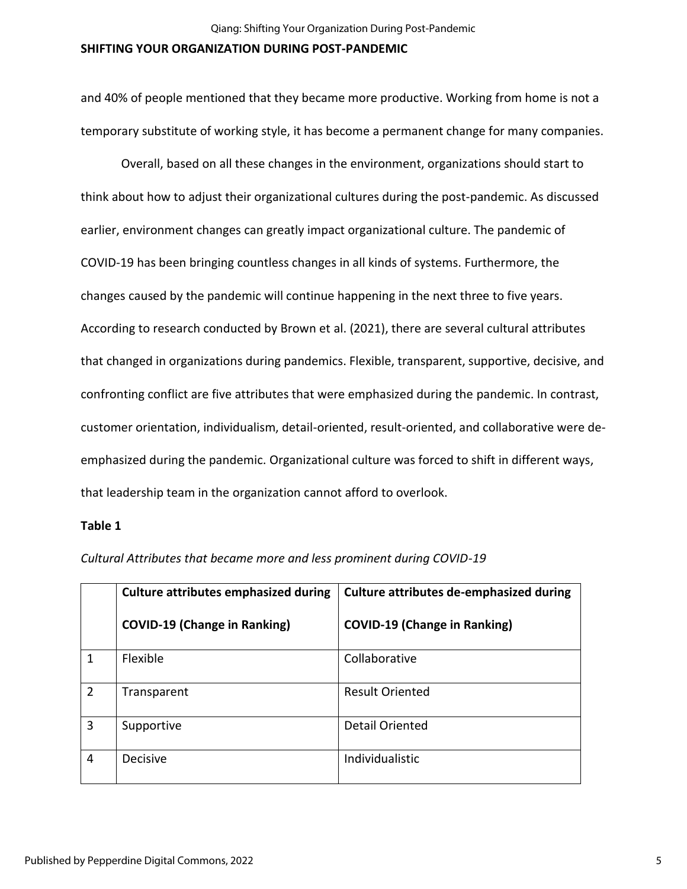and 40% of people mentioned that they became more productive. Working from home is not a temporary substitute of working style, it has become a permanent change for many companies.

Overall, based on all these changes in the environment, organizations should start to think about how to adjust their organizational cultures during the post-pandemic. As discussed earlier, environment changes can greatly impact organizational culture. The pandemic of COVID-19 has been bringing countless changes in all kinds of systems. Furthermore, the changes caused by the pandemic will continue happening in the next three to five years. According to research conducted by Brown et al. (2021), there are several cultural attributes that changed in organizations during pandemics. Flexible, transparent, supportive, decisive, and confronting conflict are five attributes that were emphasized during the pandemic. In contrast, customer orientation, individualism, detail-oriented, result-oriented, and collaborative were de-emphasized during the pandemic. Organizational culture was forced to shift in different ways, that leadership team in the organization cannot afford to overlook.

**Table 1**

*Cultural Attributes that became more and less prominent during COVID-19*

| | **Culture attributes emphasized during COVID-19 (Change in Ranking)** | **Culture attributes de-emphasized during COVID-19 (Change in Ranking)** |
|---|---|---|
| 1 | Flexible | Collaborative |
| 2 | Transparent | Result Oriented |
| 3 | Supportive | Detail Oriented |
| 4 | Decisive | Individualistic |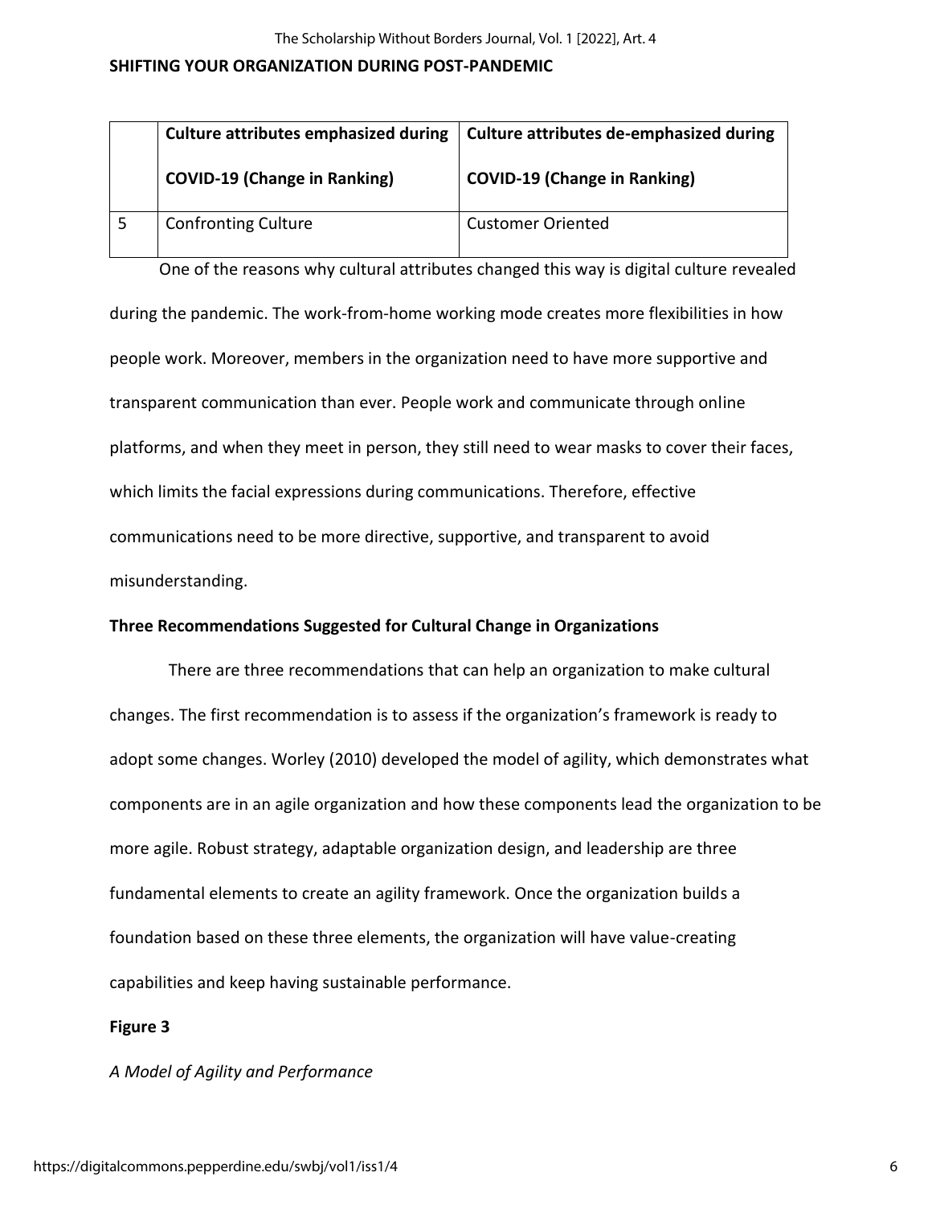| | Culture attributes emphasized during COVID-19 (Change in Ranking) | Culture attributes de-emphasized during COVID-19 (Change in Ranking) |
|---|---|---|
| 5 | Confronting Culture | Customer Oriented |

One of the reasons why cultural attributes changed this way is digital culture revealed during the pandemic. The work-from-home working mode creates more flexibilities in how people work. Moreover, members in the organization need to have more supportive and transparent communication than ever. People work and communicate through online platforms, and when they meet in person, they still need to wear masks to cover their faces, which limits the facial expressions during communications. Therefore, effective communications need to be more directive, supportive, and transparent to avoid misunderstanding.

**Three Recommendations Suggested for Cultural Change in Organizations**

There are three recommendations that can help an organization to make cultural changes. The first recommendation is to assess if the organization's framework is ready to adopt some changes. Worley (2010) developed the model of agility, which demonstrates what components are in an agile organization and how these components lead the organization to be more agile. Robust strategy, adaptable organization design, and leadership are three fundamental elements to create an agility framework. Once the organization builds a foundation based on these three elements, the organization will have value-creating capabilities and keep having sustainable performance.

**Figure 3**

*A Model of Agility and Performance*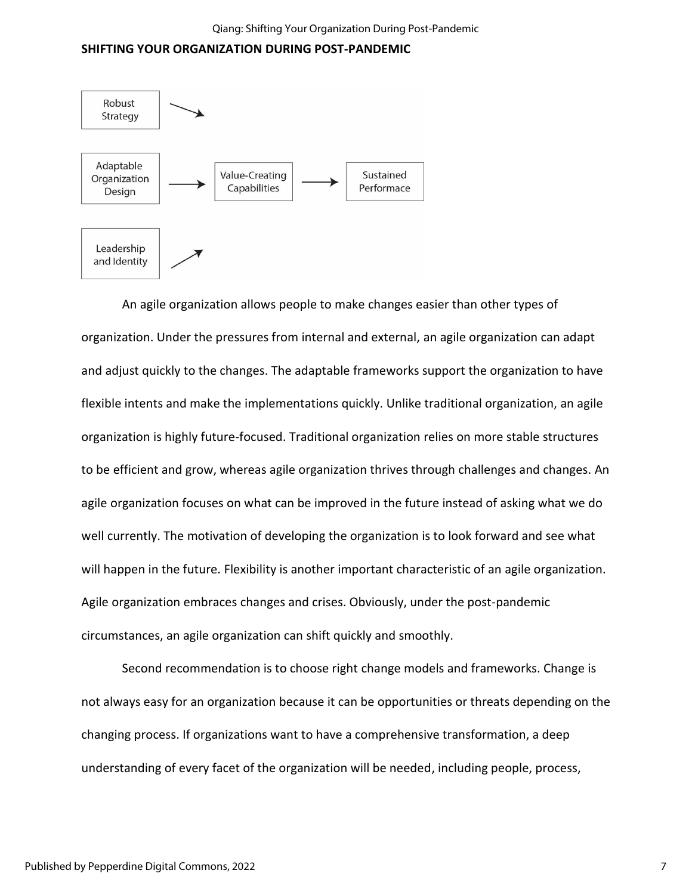Robust Strategy → Value-Creating Capabilities

Adaptable Organization Design → Value-Creating Capabilities → Sustained Performace

Leadership and Identity → Value-Creating Capabilities

An agile organization allows people to make changes easier than other types of organization. Under the pressures from internal and external, an agile organization can adapt and adjust quickly to the changes. The adaptable frameworks support the organization to have flexible intents and make the implementations quickly. Unlike traditional organization, an agile organization is highly future-focused. Traditional organization relies on more stable structures to be efficient and grow, whereas agile organization thrives through challenges and changes. An agile organization focuses on what can be improved in the future instead of asking what we do well currently. The motivation of developing the organization is to look forward and see what will happen in the future. Flexibility is another important characteristic of an agile organization. Agile organization embraces changes and crises. Obviously, under the post-pandemic circumstances, an agile organization can shift quickly and smoothly.

Second recommendation is to choose right change models and frameworks. Change is not always easy for an organization because it can be opportunities or threats depending on the changing process. If organizations want to have a comprehensive transformation, a deep understanding of every facet of the organization will be needed, including people, process,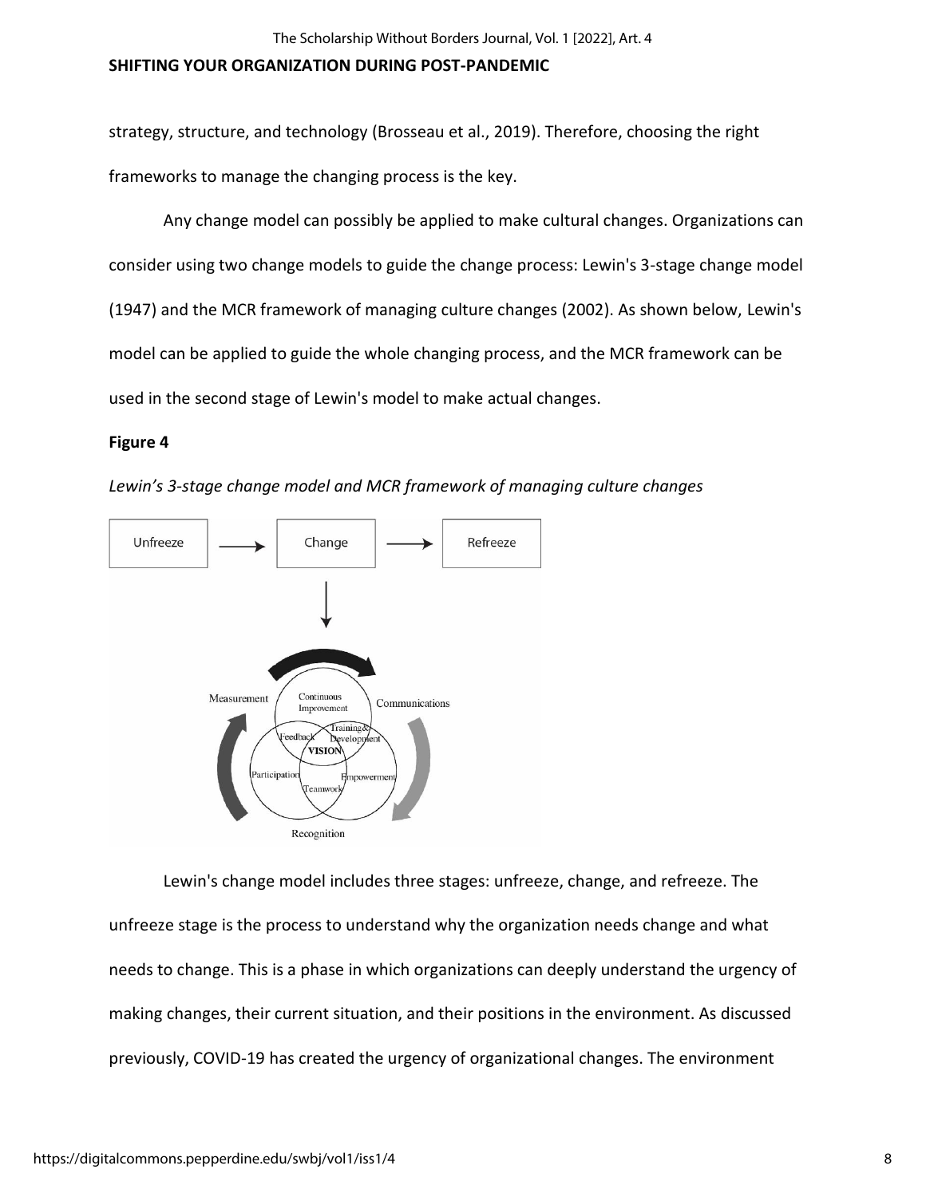strategy, structure, and technology (Brosseau et al., 2019). Therefore, choosing the right frameworks to manage the changing process is the key.

Any change model can possibly be applied to make cultural changes. Organizations can consider using two change models to guide the change process: Lewin's 3-stage change model (1947) and the MCR framework of managing culture changes (2002). As shown below, Lewin's model can be applied to guide the whole changing process, and the MCR framework can be used in the second stage of Lewin's model to make actual changes.

**Figure 4**

*Lewin's 3-stage change model and MCR framework of managing culture changes*

Lewin's change model includes three stages: unfreeze, change, and refreeze. The unfreeze stage is the process to understand why the organization needs change and what needs to change. This is a phase in which organizations can deeply understand the urgency of making changes, their current situation, and their positions in the environment. As discussed previously, COVID-19 has created the urgency of organizational changes. The environment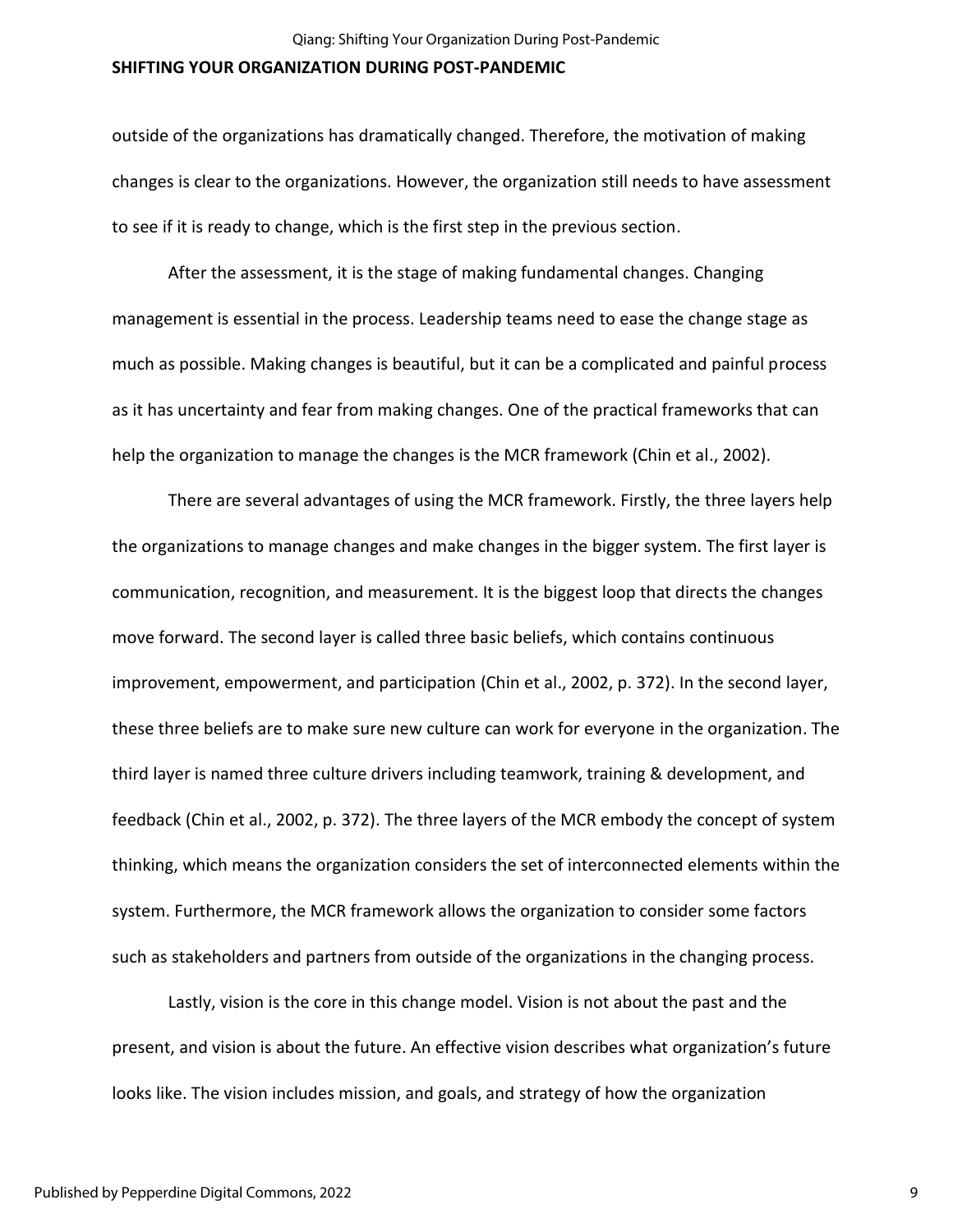outside of the organizations has dramatically changed. Therefore, the motivation of making changes is clear to the organizations. However, the organization still needs to have assessment to see if it is ready to change, which is the first step in the previous section.

After the assessment, it is the stage of making fundamental changes. Changing management is essential in the process. Leadership teams need to ease the change stage as much as possible. Making changes is beautiful, but it can be a complicated and painful process as it has uncertainty and fear from making changes. One of the practical frameworks that can help the organization to manage the changes is the MCR framework (Chin et al., 2002).

There are several advantages of using the MCR framework. Firstly, the three layers help the organizations to manage changes and make changes in the bigger system. The first layer is communication, recognition, and measurement. It is the biggest loop that directs the changes move forward. The second layer is called three basic beliefs, which contains continuous improvement, empowerment, and participation (Chin et al., 2002, p. 372). In the second layer, these three beliefs are to make sure new culture can work for everyone in the organization. The third layer is named three culture drivers including teamwork, training & development, and feedback (Chin et al., 2002, p. 372). The three layers of the MCR embody the concept of system thinking, which means the organization considers the set of interconnected elements within the system. Furthermore, the MCR framework allows the organization to consider some factors such as stakeholders and partners from outside of the organizations in the changing process.

Lastly, vision is the core in this change model. Vision is not about the past and the present, and vision is about the future. An effective vision describes what organization's future looks like. The vision includes mission, and goals, and strategy of how the organization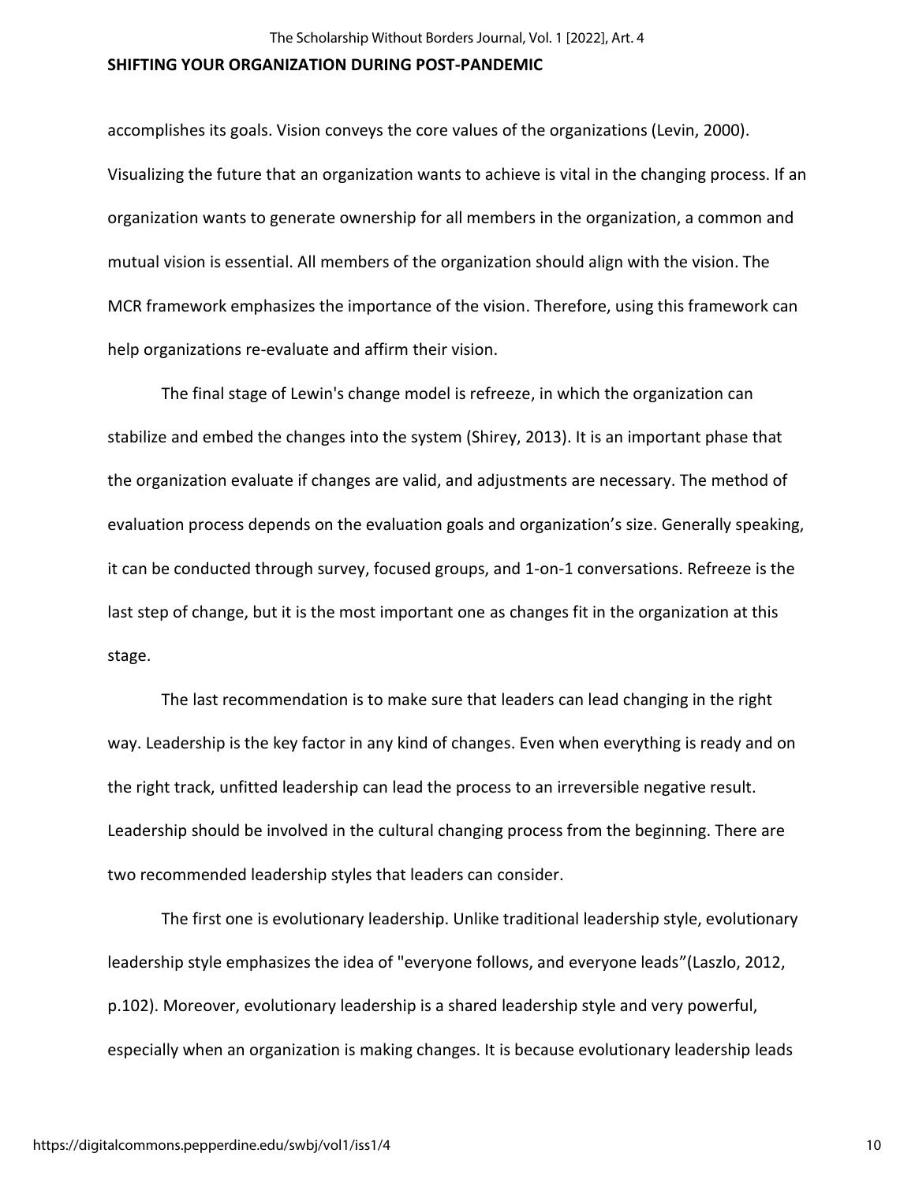accomplishes its goals. Vision conveys the core values of the organizations (Levin, 2000). Visualizing the future that an organization wants to achieve is vital in the changing process. If an organization wants to generate ownership for all members in the organization, a common and mutual vision is essential. All members of the organization should align with the vision. The MCR framework emphasizes the importance of the vision. Therefore, using this framework can help organizations re-evaluate and affirm their vision.

The final stage of Lewin's change model is refreeze, in which the organization can stabilize and embed the changes into the system (Shirey, 2013). It is an important phase that the organization evaluate if changes are valid, and adjustments are necessary. The method of evaluation process depends on the evaluation goals and organization's size. Generally speaking, it can be conducted through survey, focused groups, and 1-on-1 conversations. Refreeze is the last step of change, but it is the most important one as changes fit in the organization at this stage.

The last recommendation is to make sure that leaders can lead changing in the right way. Leadership is the key factor in any kind of changes. Even when everything is ready and on the right track, unfitted leadership can lead the process to an irreversible negative result. Leadership should be involved in the cultural changing process from the beginning. There are two recommended leadership styles that leaders can consider.

The first one is evolutionary leadership. Unlike traditional leadership style, evolutionary leadership style emphasizes the idea of "everyone follows, and everyone leads"(Laszlo, 2012, p.102). Moreover, evolutionary leadership is a shared leadership style and very powerful, especially when an organization is making changes. It is because evolutionary leadership leads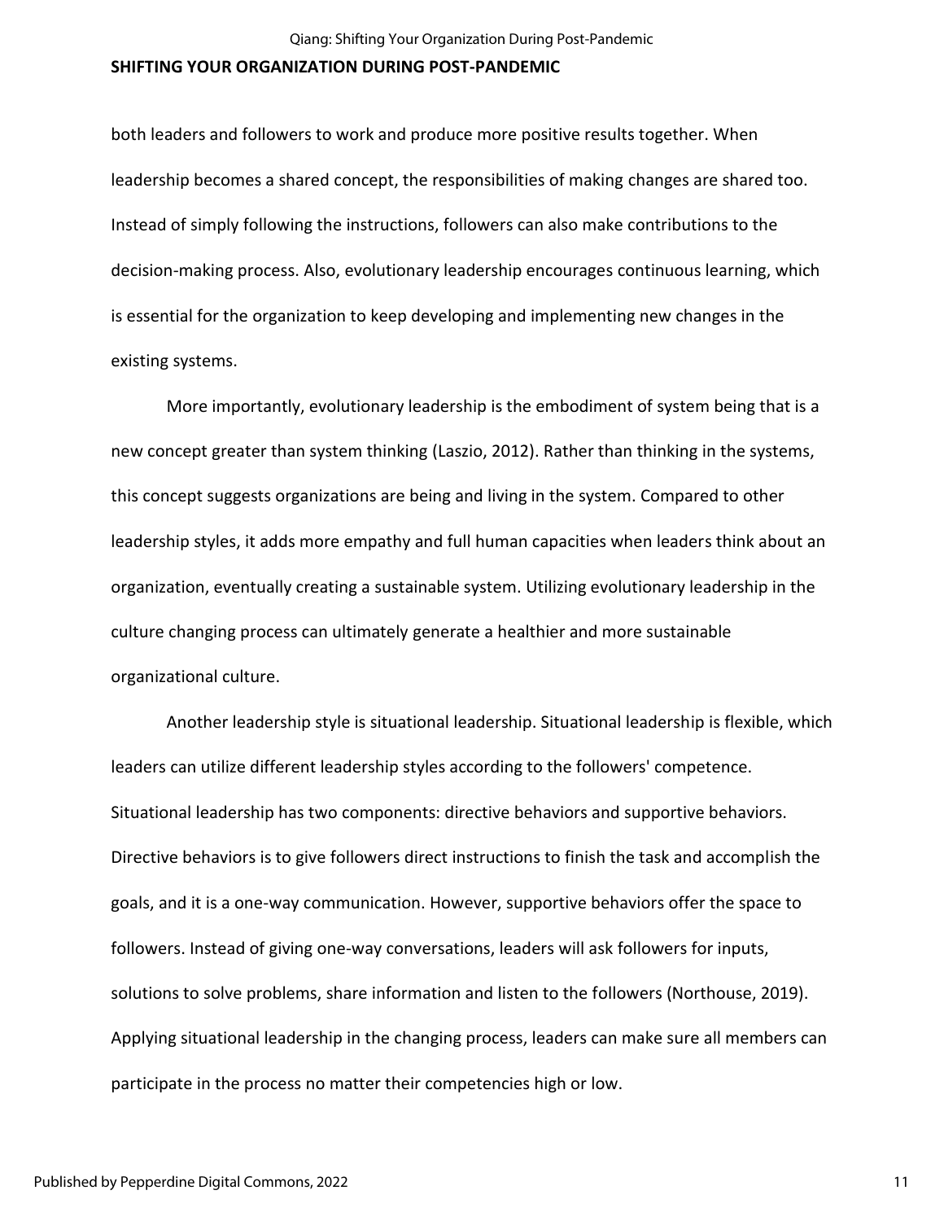both leaders and followers to work and produce more positive results together. When leadership becomes a shared concept, the responsibilities of making changes are shared too. Instead of simply following the instructions, followers can also make contributions to the decision-making process. Also, evolutionary leadership encourages continuous learning, which is essential for the organization to keep developing and implementing new changes in the existing systems.

More importantly, evolutionary leadership is the embodiment of system being that is a new concept greater than system thinking (Laszio, 2012). Rather than thinking in the systems, this concept suggests organizations are being and living in the system. Compared to other leadership styles, it adds more empathy and full human capacities when leaders think about an organization, eventually creating a sustainable system. Utilizing evolutionary leadership in the culture changing process can ultimately generate a healthier and more sustainable organizational culture.

Another leadership style is situational leadership. Situational leadership is flexible, which leaders can utilize different leadership styles according to the followers' competence. Situational leadership has two components: directive behaviors and supportive behaviors. Directive behaviors is to give followers direct instructions to finish the task and accomplish the goals, and it is a one-way communication. However, supportive behaviors offer the space to followers. Instead of giving one-way conversations, leaders will ask followers for inputs, solutions to solve problems, share information and listen to the followers (Northouse, 2019). Applying situational leadership in the changing process, leaders can make sure all members can participate in the process no matter their competencies high or low.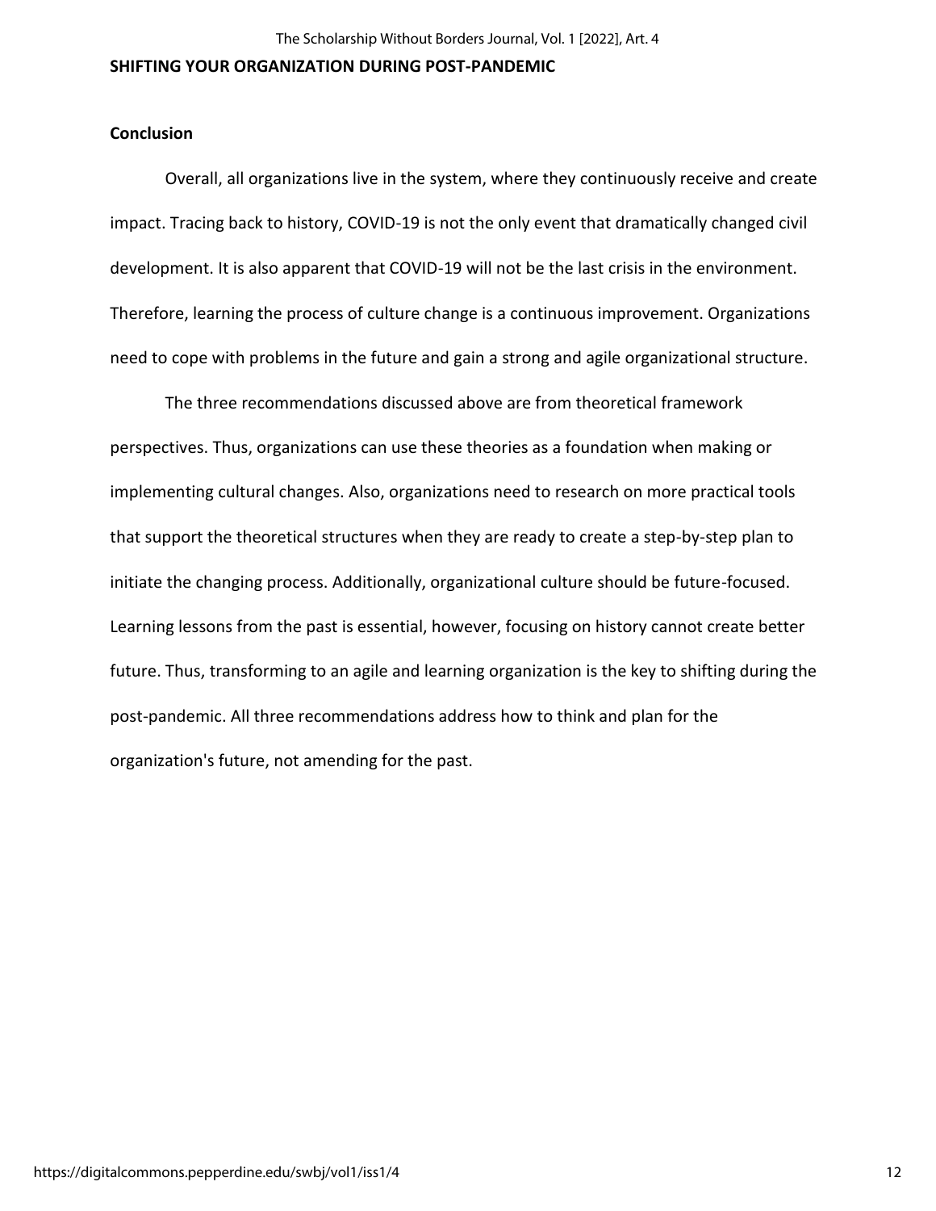## Conclusion

Overall, all organizations live in the system, where they continuously receive and create impact. Tracing back to history, COVID-19 is not the only event that dramatically changed civil development. It is also apparent that COVID-19 will not be the last crisis in the environment. Therefore, learning the process of culture change is a continuous improvement. Organizations need to cope with problems in the future and gain a strong and agile organizational structure.

The three recommendations discussed above are from theoretical framework perspectives. Thus, organizations can use these theories as a foundation when making or implementing cultural changes. Also, organizations need to research on more practical tools that support the theoretical structures when they are ready to create a step-by-step plan to initiate the changing process. Additionally, organizational culture should be future-focused. Learning lessons from the past is essential, however, focusing on history cannot create better future. Thus, transforming to an agile and learning organization is the key to shifting during the post-pandemic. All three recommendations address how to think and plan for the organization's future, not amending for the past.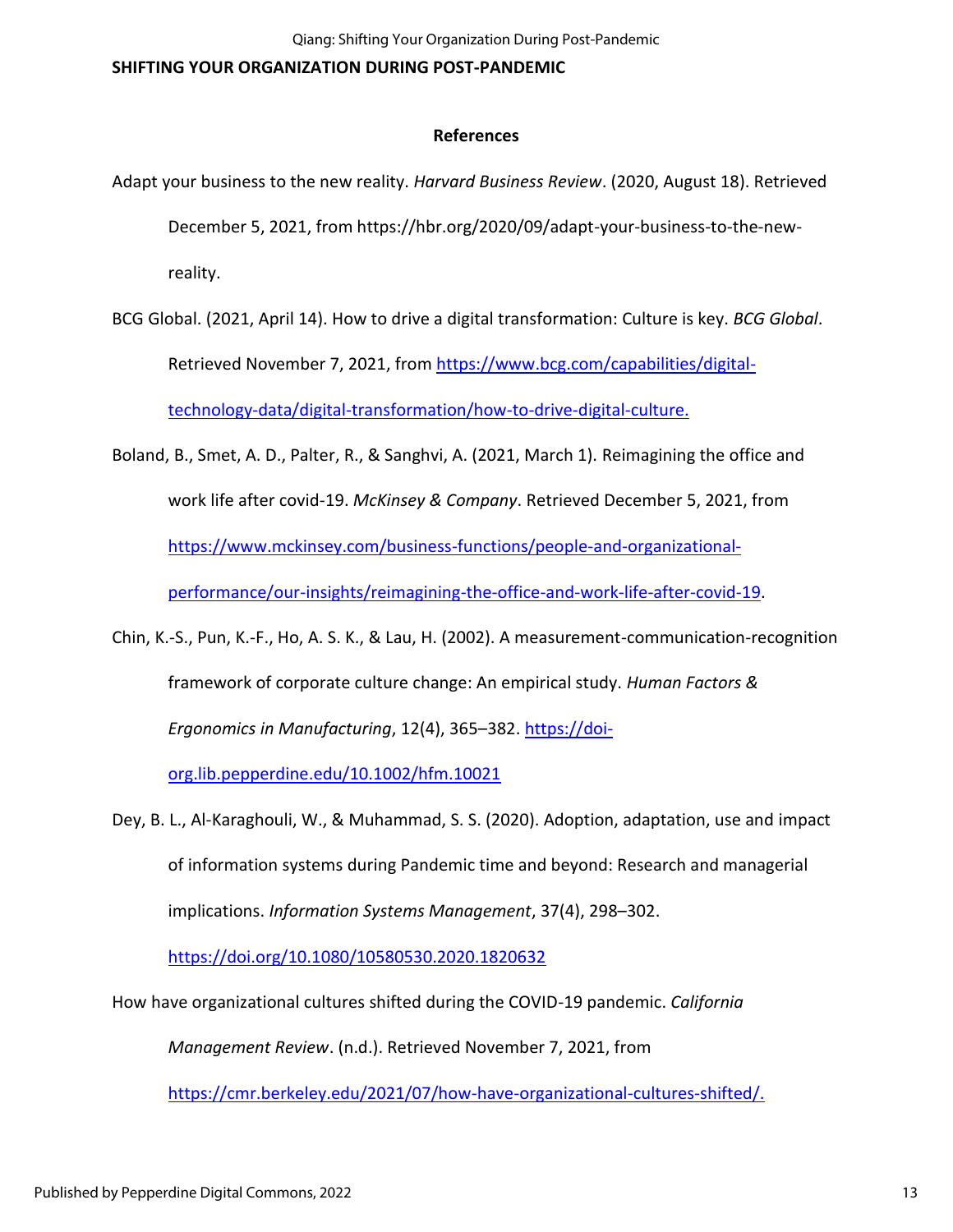**SHIFTING YOUR ORGANIZATION DURING POST-PANDEMIC**

## References

Adapt your business to the new reality. *Harvard Business Review*. (2020, August 18). Retrieved December 5, 2021, from https://hbr.org/2020/09/adapt-your-business-to-the-new-reality.

BCG Global. (2021, April 14). How to drive a digital transformation: Culture is key. *BCG Global*. Retrieved November 7, 2021, from https://www.bcg.com/capabilities/digital-technology-data/digital-transformation/how-to-drive-digital-culture.

Boland, B., Smet, A. D., Palter, R., & Sanghvi, A. (2021, March 1). Reimagining the office and work life after covid-19. *McKinsey & Company*. Retrieved December 5, 2021, from https://www.mckinsey.com/business-functions/people-and-organizational-performance/our-insights/reimagining-the-office-and-work-life-after-covid-19.

Chin, K.-S., Pun, K.-F., Ho, A. S. K., & Lau, H. (2002). A measurement-communication-recognition framework of corporate culture change: An empirical study. *Human Factors & Ergonomics in Manufacturing*, 12(4), 365–382. https://doi-org.lib.pepperdine.edu/10.1002/hfm.10021

Dey, B. L., Al-Karaghouli, W., & Muhammad, S. S. (2020). Adoption, adaptation, use and impact of information systems during Pandemic time and beyond: Research and managerial implications. *Information Systems Management*, 37(4), 298–302. https://doi.org/10.1080/10580530.2020.1820632

How have organizational cultures shifted during the COVID-19 pandemic. *California Management Review*. (n.d.). Retrieved November 7, 2021, from https://cmr.berkeley.edu/2021/07/how-have-organizational-cultures-shifted/.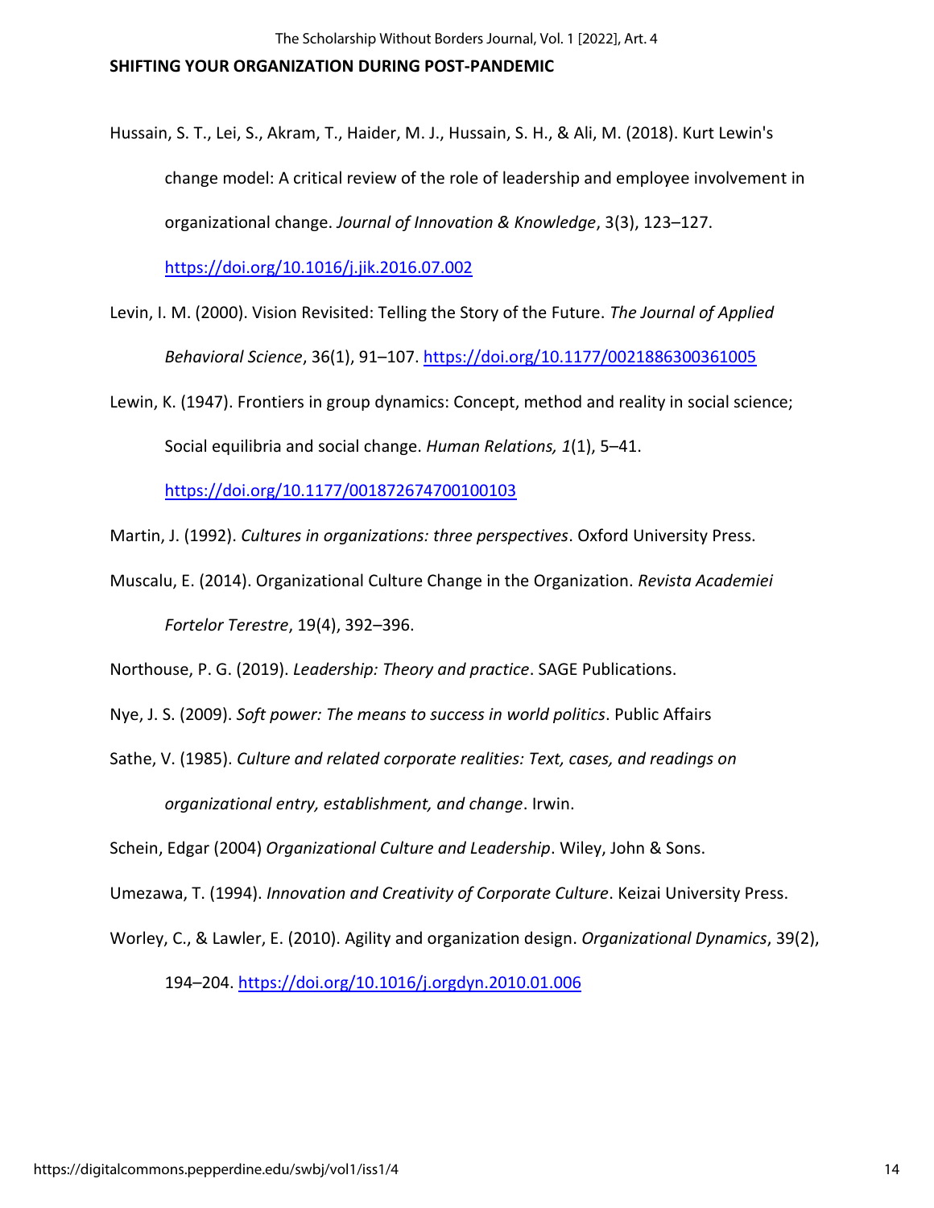Hussain, S. T., Lei, S., Akram, T., Haider, M. J., Hussain, S. H., & Ali, M. (2018). Kurt Lewin's change model: A critical review of the role of leadership and employee involvement in organizational change. *Journal of Innovation & Knowledge*, 3(3), 123–127. https://doi.org/10.1016/j.jik.2016.07.002

Levin, I. M. (2000). Vision Revisited: Telling the Story of the Future. *The Journal of Applied Behavioral Science*, 36(1), 91–107. https://doi.org/10.1177/0021886300361005

Lewin, K. (1947). Frontiers in group dynamics: Concept, method and reality in social science; Social equilibria and social change. *Human Relations, 1*(1), 5–41. https://doi.org/10.1177/001872674700100103

Martin, J. (1992). *Cultures in organizations: three perspectives*. Oxford University Press.

Muscalu, E. (2014). Organizational Culture Change in the Organization. *Revista Academiei Fortelor Terestre*, 19(4), 392–396.

Northouse, P. G. (2019). *Leadership: Theory and practice*. SAGE Publications.

Nye, J. S. (2009). *Soft power: The means to success in world politics*. Public Affairs

Sathe, V. (1985). *Culture and related corporate realities: Text, cases, and readings on organizational entry, establishment, and change*. Irwin.

Schein, Edgar (2004) *Organizational Culture and Leadership*. Wiley, John & Sons.

Umezawa, T. (1994). *Innovation and Creativity of Corporate Culture*. Keizai University Press.

Worley, C., & Lawler, E. (2010). Agility and organization design. *Organizational Dynamics*, 39(2), 194–204. https://doi.org/10.1016/j.orgdyn.2010.01.006